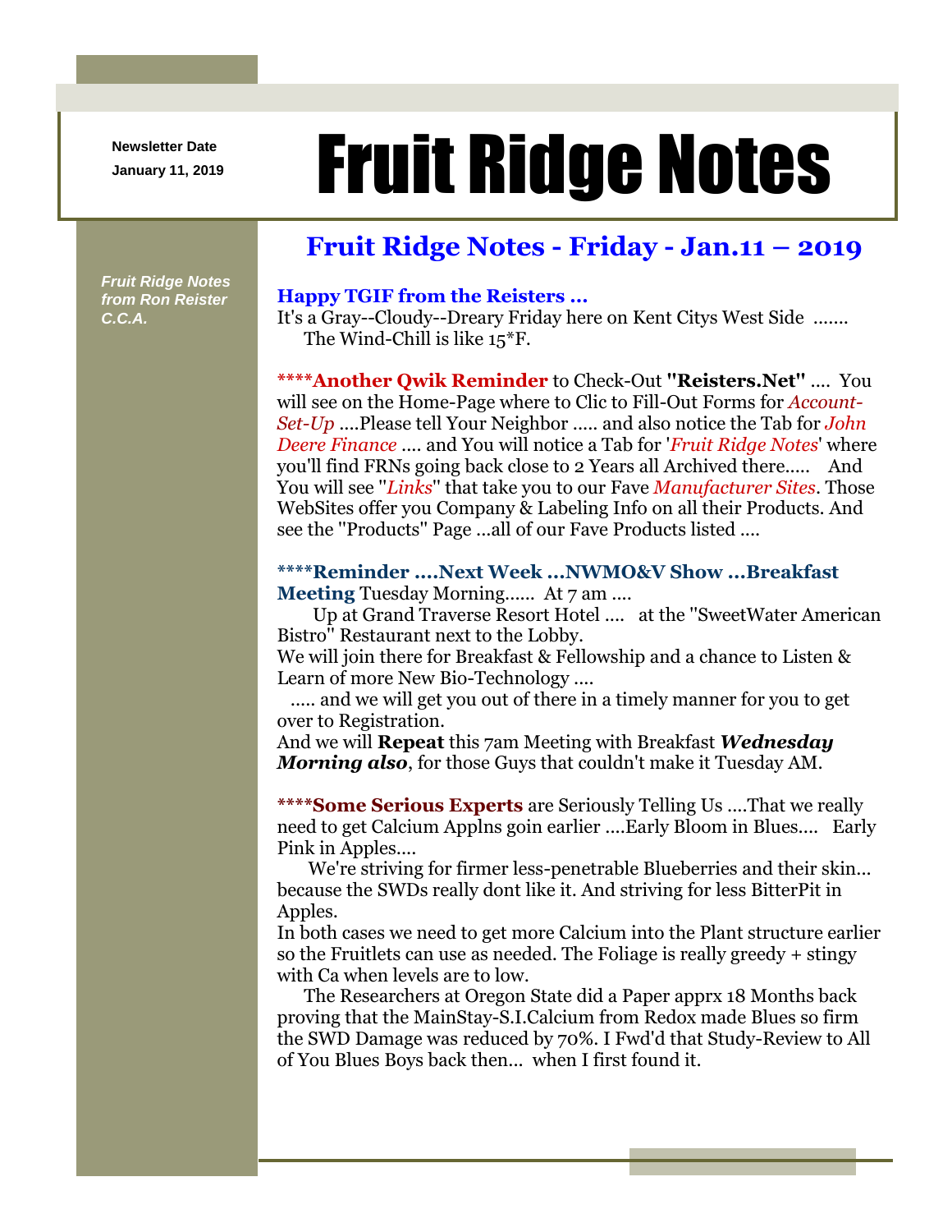Newsletter Date
January 11, 2019

# Fruit Ridge Notes

## Fruit Ridge Notes - Friday - Jan.11 – 2019

*Fruit Ridge Notes from Ron Reister C.C.A.*

### Happy TGIF from the Reisters ...

It's a Gray--Cloudy--Dreary Friday here on Kent Citys West Side ....... The Wind-Chill is like 15*F.

**\*\*\*\*Another Qwik Reminder** to Check-Out **"Reisters.Net"** .... You will see on the Home-Page where to Clic to Fill-Out Forms for *Account-Set-Up* ....Please tell Your Neighbor ..... and also notice the Tab for *John Deere Finance* .... and You will notice a Tab for '*Fruit Ridge Notes*' where you'll find FRNs going back close to 2 Years all Archived there..... And You will see "*Links*" that take you to our Fave *Manufacturer Sites*. Those WebSites offer you Company & Labeling Info on all their Products. And see the "Products" Page ...all of our Fave Products listed ....

**\*\*\*\*Reminder ....Next Week ...NWMO&V Show ...Breakfast Meeting** Tuesday Morning...... At 7 am ....
Up at Grand Traverse Resort Hotel .... at the "SweetWater American Bistro" Restaurant next to the Lobby.
We will join there for Breakfast & Fellowship and a chance to Listen & Learn of more New Bio-Technology ....
..... and we will get you out of there in a timely manner for you to get over to Registration.
And we will **Repeat** this 7am Meeting with Breakfast ***Wednesday Morning also***, for those Guys that couldn't make it Tuesday AM.

**\*\*\*\*Some Serious Experts** are Seriously Telling Us ....That we really need to get Calcium Applns goin earlier ....Early Bloom in Blues.... Early Pink in Apples....
We're striving for firmer less-penetrable Blueberries and their skin... because the SWDs really dont like it. And striving for less BitterPit in Apples.
In both cases we need to get more Calcium into the Plant structure earlier so the Fruitlets can use as needed. The Foliage is really greedy + stingy with Ca when levels are to low.
The Researchers at Oregon State did a Paper apprx 18 Months back proving that the MainStay-S.I.Calcium from Redox made Blues so firm the SWD Damage was reduced by 70%. I Fwd'd that Study-Review to All of You Blues Boys back then... when I first found it.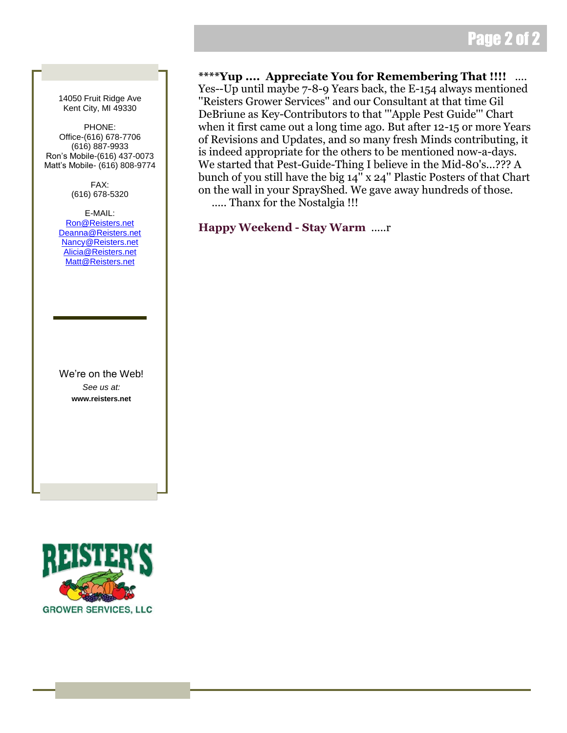14050 Fruit Ridge Ave
Kent City, MI 49330

PHONE:
Office-(616) 678-7706
(616) 887-9933
Ron's Mobile-(616) 437-0073
Matt's Mobile- (616) 808-9774

FAX:
(616) 678-5320

E-MAIL:
Ron@Reisters.net
Deanna@Reisters.net
Nancy@Reisters.net
Alicia@Reisters.net
Matt@Reisters.net

We're on the Web!
*See us at:*
**www.reisters.net**

REISTER'S GROWER SERVICES, LLC

****__Yup .... Appreciate You for Remembering That !!!!__ .... Yes--Up until maybe 7-8-9 Years back, the E-154 always mentioned "Reisters Grower Services" and our Consultant at that time Gil DeBriune as Key-Contributors to that '"Apple Pest Guide"' Chart when it first came out a long time ago. But after 12-15 or more Years of Revisions and Updates, and so many fresh Minds contributing, it is indeed appropriate for the others to be mentioned now-a-days. We started that Pest-Guide-Thing I believe in the Mid-80's...??? A bunch of you still have the big 14" x 24" Plastic Posters of that Chart on the wall in your SprayShed. We gave away hundreds of those. ..... Thanx for the Nostalgia !!!

**Happy Weekend - Stay Warm** .....r